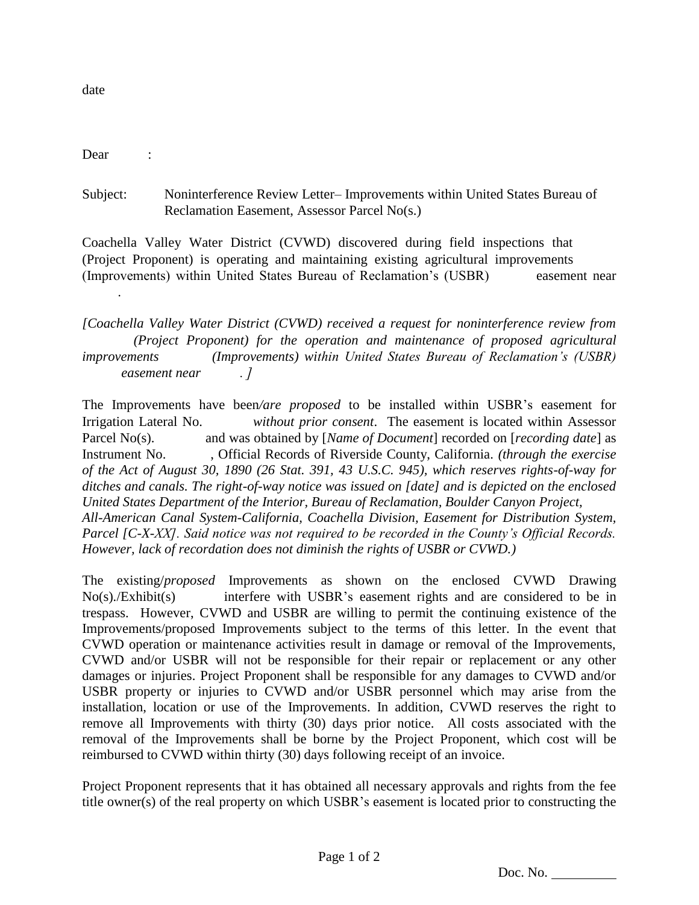date

Dear :

Subject: Noninterference Review Letter– Improvements within United States Bureau of Reclamation Easement, Assessor Parcel No(s.)

Coachella Valley Water District (CVWD) discovered during field inspections that (Project Proponent) is operating and maintaining existing agricultural improvements (Improvements) within United States Bureau of Reclamation's (USBR) easement near .

*[Coachella Valley Water District (CVWD) received a request for noninterference review from (Project Proponent) for the operation and maintenance of proposed agricultural improvements (Improvements) within United States Bureau of Reclamation's (USBR) easement near . ]*

The Improvements have been*/are proposed* to be installed within USBR's easement for Irrigation Lateral No. *without prior consent*. The easement is located within Assessor Parcel No(s). and was obtained by [*Name of Document*] recorded on [*recording date*] as Instrument No. , Official Records of Riverside County, California. *(through the exercise of the Act of August 30, 1890 (26 Stat. 391, 43 U.S.C. 945), which reserves rights-of-way for ditches and canals. The right-of-way notice was issued on [date] and is depicted on the enclosed United States Department of the Interior, Bureau of Reclamation, Boulder Canyon Project, All-American Canal System-California, Coachella Division, Easement for Distribution System, Parcel [C-X-XX]. Said notice was not required to be recorded in the County's Official Records. However, lack of recordation does not diminish the rights of USBR or CVWD.)*

The existing/*proposed* Improvements as shown on the enclosed CVWD Drawing No(s)./Exhibit(s) interfere with USBR's easement rights and are considered to be in trespass. However, CVWD and USBR are willing to permit the continuing existence of the Improvements/proposed Improvements subject to the terms of this letter. In the event that CVWD operation or maintenance activities result in damage or removal of the Improvements, CVWD and/or USBR will not be responsible for their repair or replacement or any other damages or injuries. Project Proponent shall be responsible for any damages to CVWD and/or USBR property or injuries to CVWD and/or USBR personnel which may arise from the installation, location or use of the Improvements. In addition, CVWD reserves the right to remove all Improvements with thirty (30) days prior notice. All costs associated with the removal of the Improvements shall be borne by the Project Proponent, which cost will be reimbursed to CVWD within thirty (30) days following receipt of an invoice.

Project Proponent represents that it has obtained all necessary approvals and rights from the fee title owner(s) of the real property on which USBR's easement is located prior to constructing the

Doc. No. __________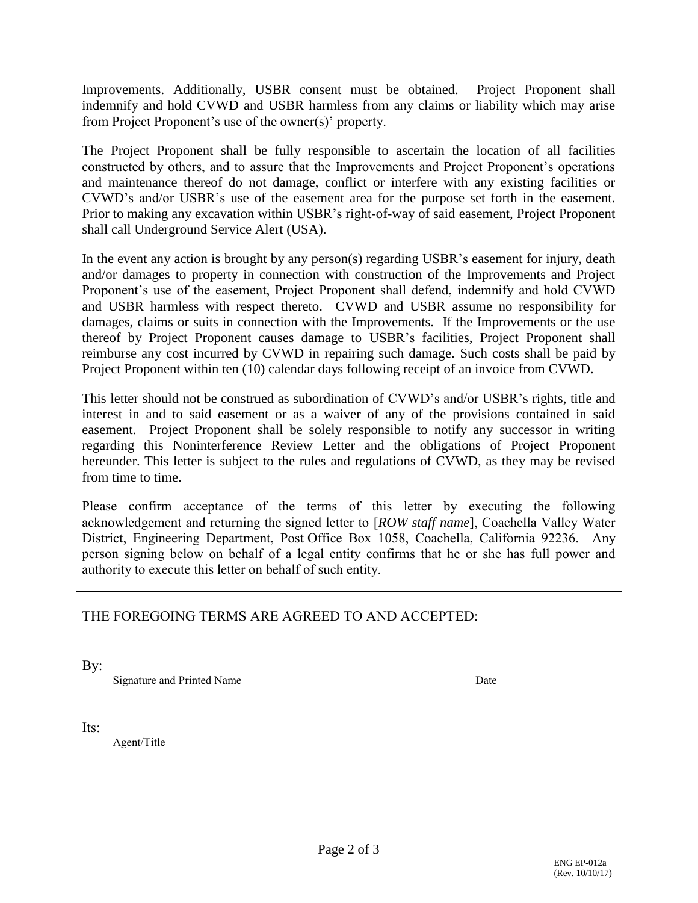Improvements. Additionally, USBR consent must be obtained. Project Proponent shall indemnify and hold CVWD and USBR harmless from any claims or liability which may arise from Project Proponent's use of the owner(s)' property.

The Project Proponent shall be fully responsible to ascertain the location of all facilities constructed by others, and to assure that the Improvements and Project Proponent's operations and maintenance thereof do not damage, conflict or interfere with any existing facilities or CVWD's and/or USBR's use of the easement area for the purpose set forth in the easement. Prior to making any excavation within USBR's right-of-way of said easement, Project Proponent shall call Underground Service Alert (USA).

In the event any action is brought by any person(s) regarding USBR's easement for injury, death and/or damages to property in connection with construction of the Improvements and Project Proponent's use of the easement, Project Proponent shall defend, indemnify and hold CVWD and USBR harmless with respect thereto. CVWD and USBR assume no responsibility for damages, claims or suits in connection with the Improvements. If the Improvements or the use thereof by Project Proponent causes damage to USBR's facilities, Project Proponent shall reimburse any cost incurred by CVWD in repairing such damage. Such costs shall be paid by Project Proponent within ten (10) calendar days following receipt of an invoice from CVWD.

This letter should not be construed as subordination of CVWD's and/or USBR's rights, title and interest in and to said easement or as a waiver of any of the provisions contained in said easement. Project Proponent shall be solely responsible to notify any successor in writing regarding this Noninterference Review Letter and the obligations of Project Proponent hereunder. This letter is subject to the rules and regulations of CVWD, as they may be revised from time to time.

Please confirm acceptance of the terms of this letter by executing the following acknowledgement and returning the signed letter to [*ROW staff name*], Coachella Valley Water District, Engineering Department, Post Office Box 1058, Coachella, California 92236. Any person signing below on behalf of a legal entity confirms that he or she has full power and authority to execute this letter on behalf of such entity.

THE FOREGOING TERMS ARE AGREED TO AND ACCEPTED:

By: ______________________________________________________________

Signature and Printed Name                                                                  Date

Its: ______________________________________________________________

Agent/Title

ENG EP-012a
(Rev. 10/10/17)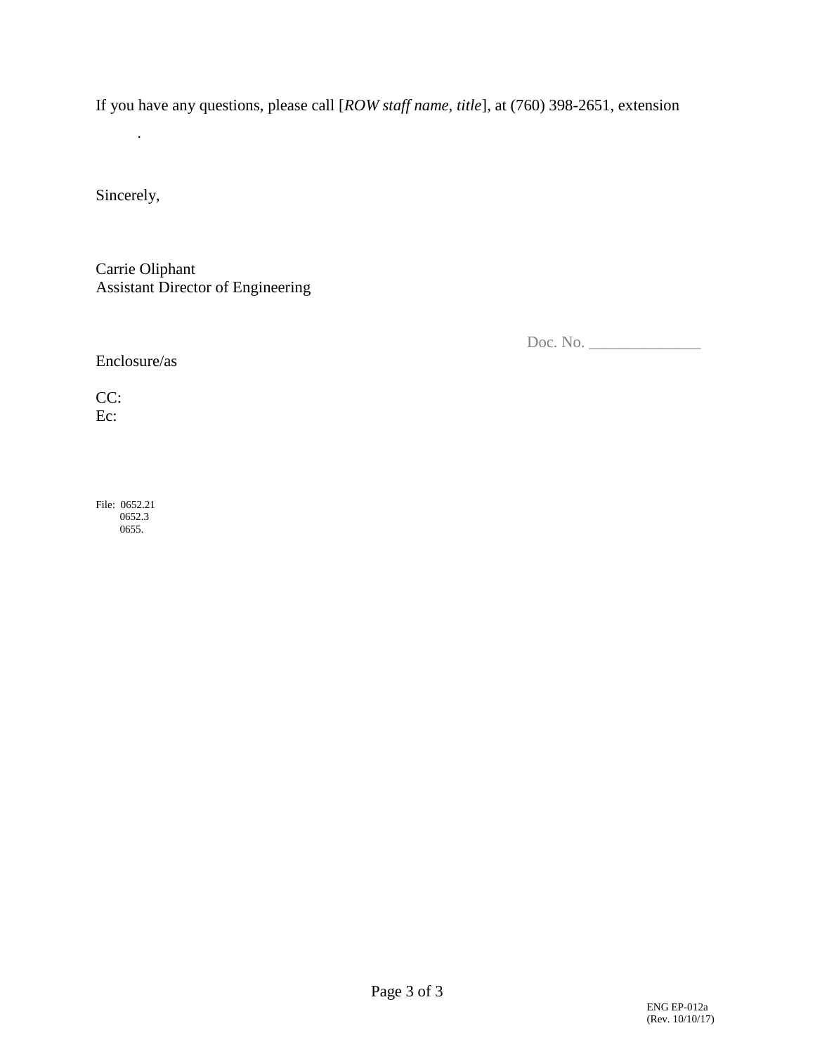If you have any questions, please call [*ROW staff name, title*], at (760) 398-2651, extension .

Sincerely,

Carrie Oliphant
Assistant Director of Engineering

Doc. No. ______________

Enclosure/as

CC:
Ec:

File: 0652.21
0652.3
0655.

ENG EP-012a
(Rev. 10/10/17)